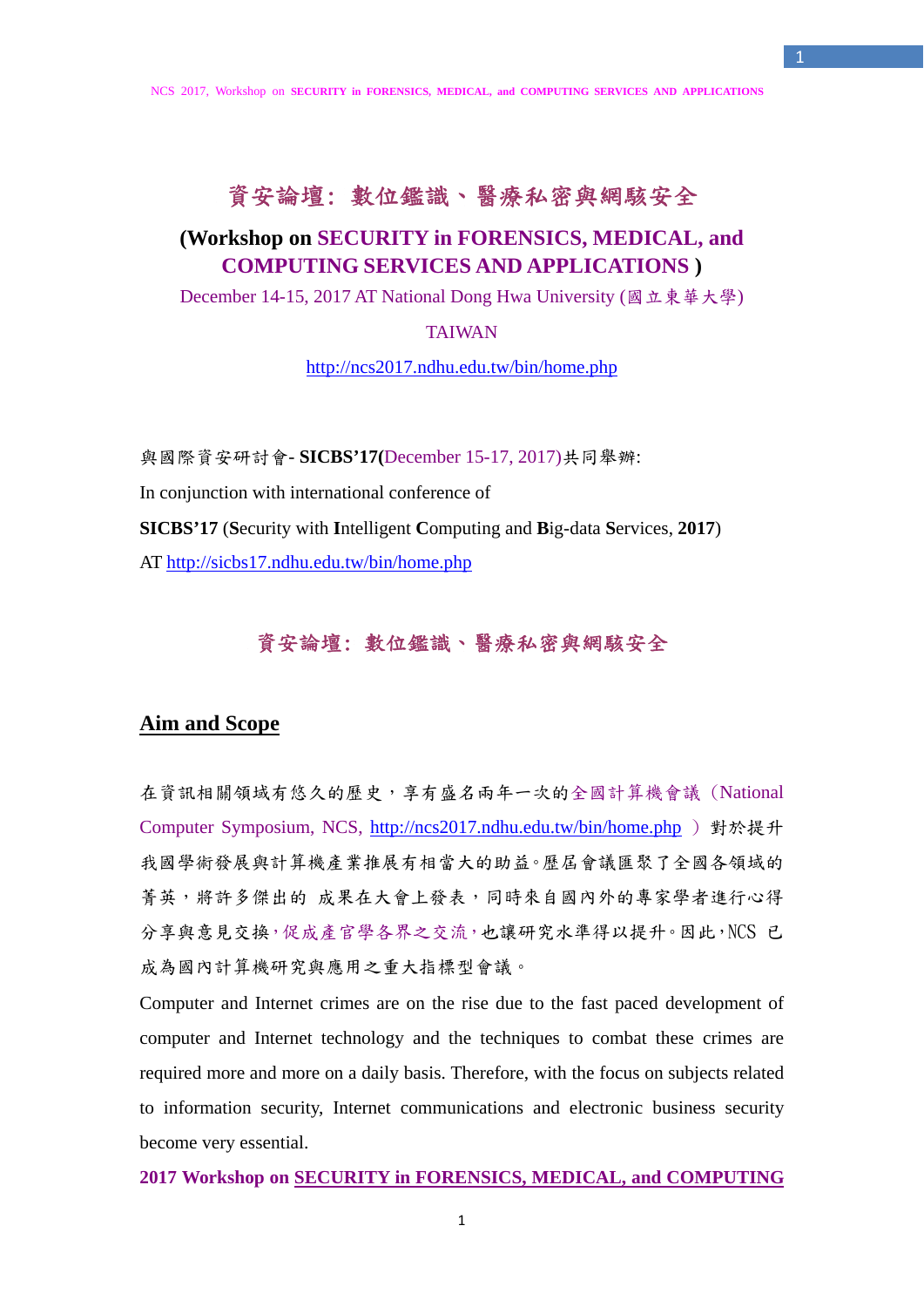# 資安論壇：數位鑑識、醫療私密與網駭安全

## (Workshop on SECURITY in FORENSICS, MEDICAL, and COMPUTING SERVICES AND APPLICATIONS )

December 14-15, 2017 AT National Dong Hwa University (國立東華大學)

TAIWAN

http://ncs2017.ndhu.edu.tw/bin/home.php

與國際資安研討會- **SICBS'17(**December 15-17, 2017)共同舉辦:

In conjunction with international conference of

**SICBS'17** (**S**ecurity with **I**ntelligent **C**omputing and **B**ig-data **S**ervices, **2017**)

AT http://sicbs17.ndhu.edu.tw/bin/home.php

### 資安論壇：數位鑑識、醫療私密與網駭安全

## Aim and Scope

在資訊相關領域有悠久的歷史，享有盛名兩年一次的全國計算機會議（National Computer Symposium, NCS, http://ncs2017.ndhu.edu.tw/bin/home.php ）對於提升我國學術發展與計算機產業推展有相當大的助益。歷屆會議匯聚了全國各領域的菁英，將許多傑出的 成果在大會上發表，同時來自國內外的專家學者進行心得分享與意見交換，促成產官學各界之交流，也讓研究水準得以提升。因此，NCS 已成為國內計算機研究與應用之重大指標型會議。

Computer and Internet crimes are on the rise due to the fast paced development of computer and Internet technology and the techniques to combat these crimes are required more and more on a daily basis. Therefore, with the focus on subjects related to information security, Internet communications and electronic business security become very essential.

**2017 Workshop on SECURITY in FORENSICS, MEDICAL, and COMPUTING**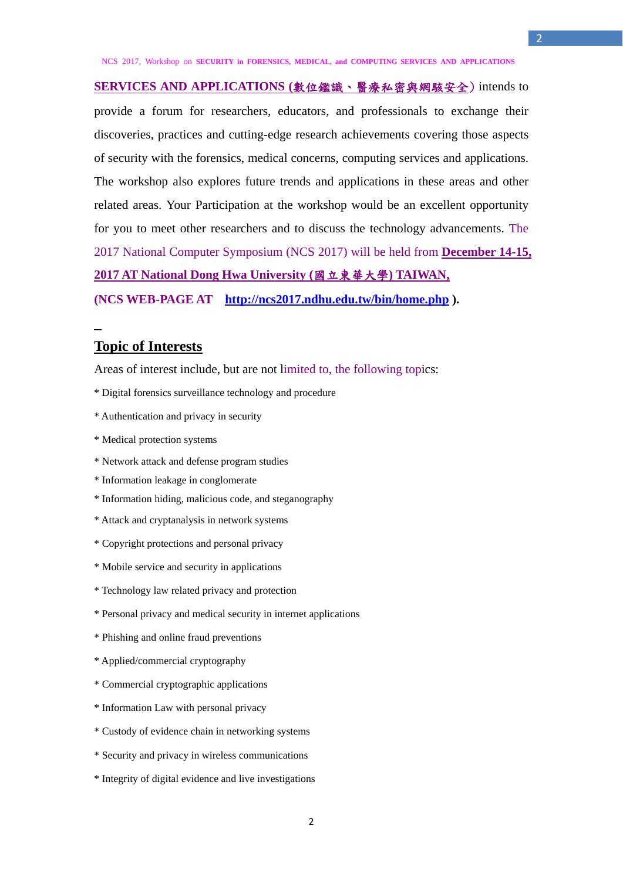**SERVICES AND APPLICATIONS (數位鑑識、醫療私密與網駭安全)** intends to provide a forum for researchers, educators, and professionals to exchange their discoveries, practices and cutting-edge research achievements covering those aspects of security with the forensics, medical concerns, computing services and applications. The workshop also explores future trends and applications in these areas and other related areas. Your Participation at the workshop would be an excellent opportunity for you to meet other researchers and to discuss the technology advancements. The 2017 National Computer Symposium (NCS 2017) will be held from **December 14-15, 2017 AT National Dong Hwa University (國立東華大學) TAIWAN,**

**(NCS WEB-PAGE AT http://ncs2017.ndhu.edu.tw/bin/home.php ).**

## Topic of Interests

Areas of interest include, but are not limited to, the following topics:

* Digital forensics surveillance technology and procedure
* Authentication and privacy in security
* Medical protection systems
* Network attack and defense program studies
* Information leakage in conglomerate
* Information hiding, malicious code, and steganography
* Attack and cryptanalysis in network systems
* Copyright protections and personal privacy
* Mobile service and security in applications
* Technology law related privacy and protection
* Personal privacy and medical security in internet applications
* Phishing and online fraud preventions
* Applied/commercial cryptography
* Commercial cryptographic applications
* Information Law with personal privacy
* Custody of evidence chain in networking systems
* Security and privacy in wireless communications
* Integrity of digital evidence and live investigations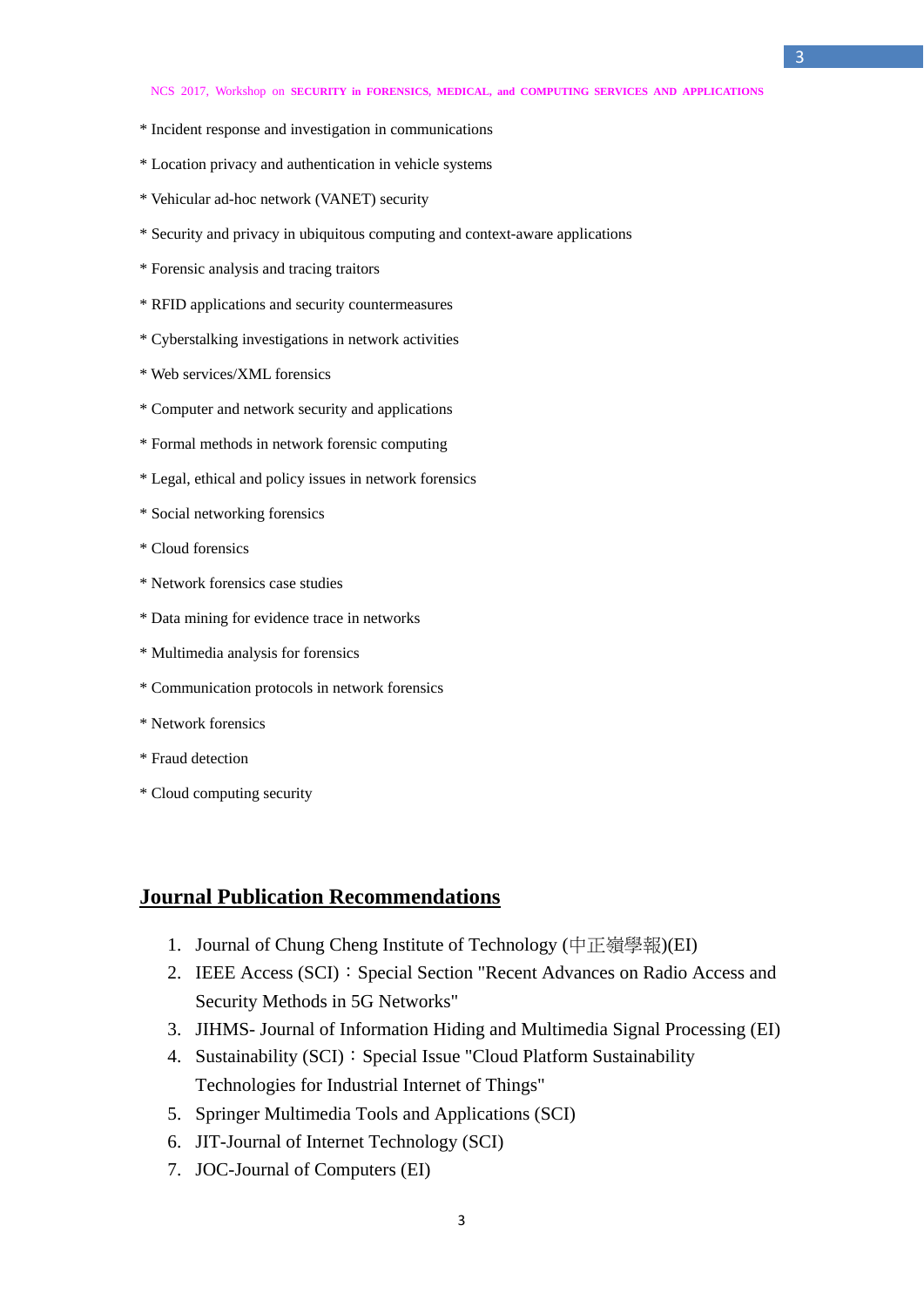* Incident response and investigation in communications

* Location privacy and authentication in vehicle systems

* Vehicular ad-hoc network (VANET) security

* Security and privacy in ubiquitous computing and context-aware applications

* Forensic analysis and tracing traitors

* RFID applications and security countermeasures

* Cyberstalking investigations in network activities

* Web services/XML forensics

* Computer and network security and applications

* Formal methods in network forensic computing

* Legal, ethical and policy issues in network forensics

* Social networking forensics

* Cloud forensics

* Network forensics case studies

* Data mining for evidence trace in networks

* Multimedia analysis for forensics

* Communication protocols in network forensics

* Network forensics

* Fraud detection

* Cloud computing security

## Journal Publication Recommendations

1. Journal of Chung Cheng Institute of Technology (中正嶺學報)(EI)
2. IEEE Access (SCI)：Special Section "Recent Advances on Radio Access and Security Methods in 5G Networks"
3. JIHMS- Journal of Information Hiding and Multimedia Signal Processing (EI)
4. Sustainability (SCI)：Special Issue "Cloud Platform Sustainability Technologies for Industrial Internet of Things"
5. Springer Multimedia Tools and Applications (SCI)
6. JIT-Journal of Internet Technology (SCI)
7. JOC-Journal of Computers (EI)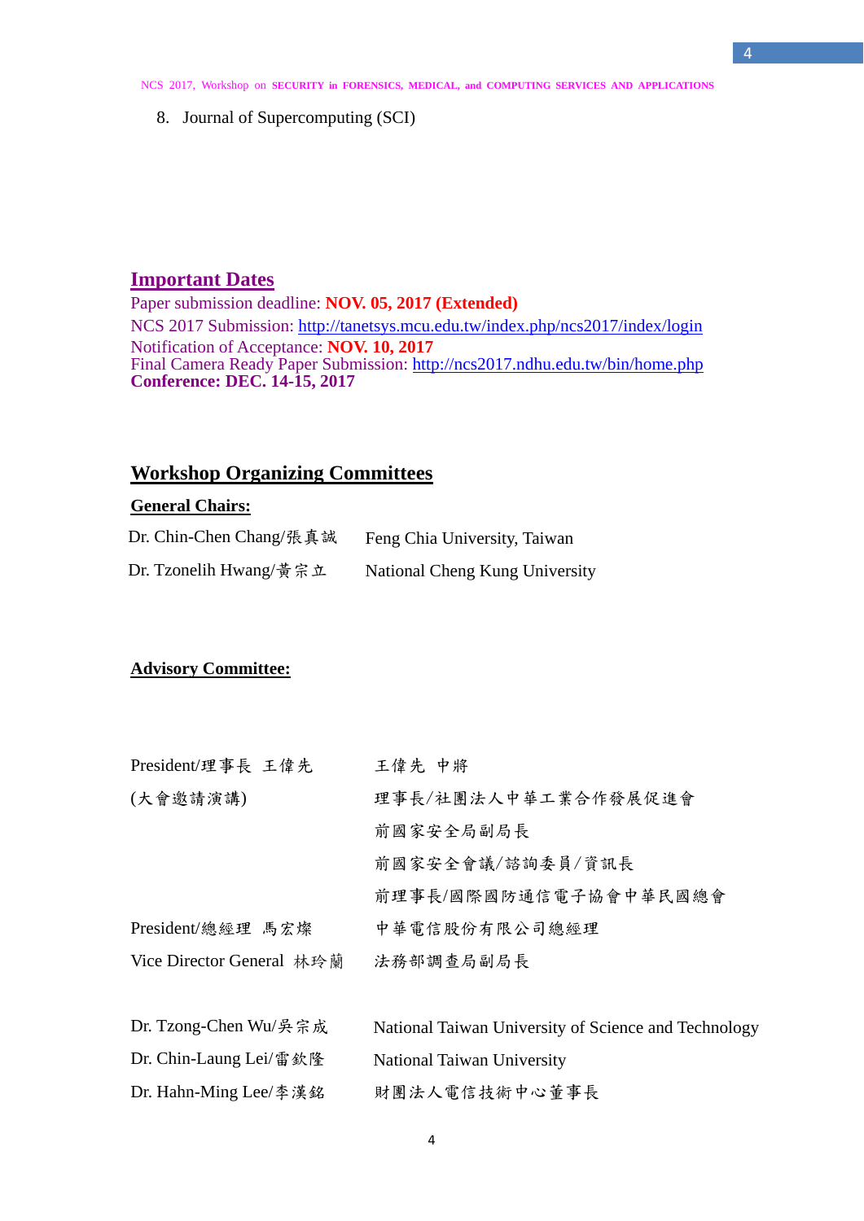8. Journal of Supercomputing (SCI)

## Important Dates

Paper submission deadline: **NOV. 05, 2017 (Extended)**
NCS 2017 Submission: http://tanetsys.mcu.edu.tw/index.php/ncs2017/index/login
Notification of Acceptance: **NOV. 10, 2017**
Final Camera Ready Paper Submission: http://ncs2017.ndhu.edu.tw/bin/home.php
**Conference: DEC. 14-15, 2017**

## Workshop Organizing Committees

### General Chairs:

| | |
|---|---|
| Dr. Chin-Chen Chang/張真誠 | Feng Chia University, Taiwan |
| Dr. Tzonelih Hwang/黃宗立 | National Cheng Kung University |

### Advisory Committee:

| | |
|---|---|
| President/理事長 王偉先 | 王偉先 中將 |
| (大會邀請演講) | 理事長/社團法人中華工業合作發展促進會 |
| | 前國家安全局副局長 |
| | 前國家安全會議/諮詢委員/資訊長 |
| | 前理事長/國際國防通信電子協會中華民國總會 |
| President/總經理 馬宏燦 | 中華電信股份有限公司總經理 |
| Vice Director General 林玲蘭 | 法務部調查局副局長 |
| | |
| Dr. Tzong-Chen Wu/吳宗成 | National Taiwan University of Science and Technology |
| Dr. Chin-Laung Lei/雷欽隆 | National Taiwan University |
| Dr. Hahn-Ming Lee/李漢銘 | 財團法人電信技術中心董事長 |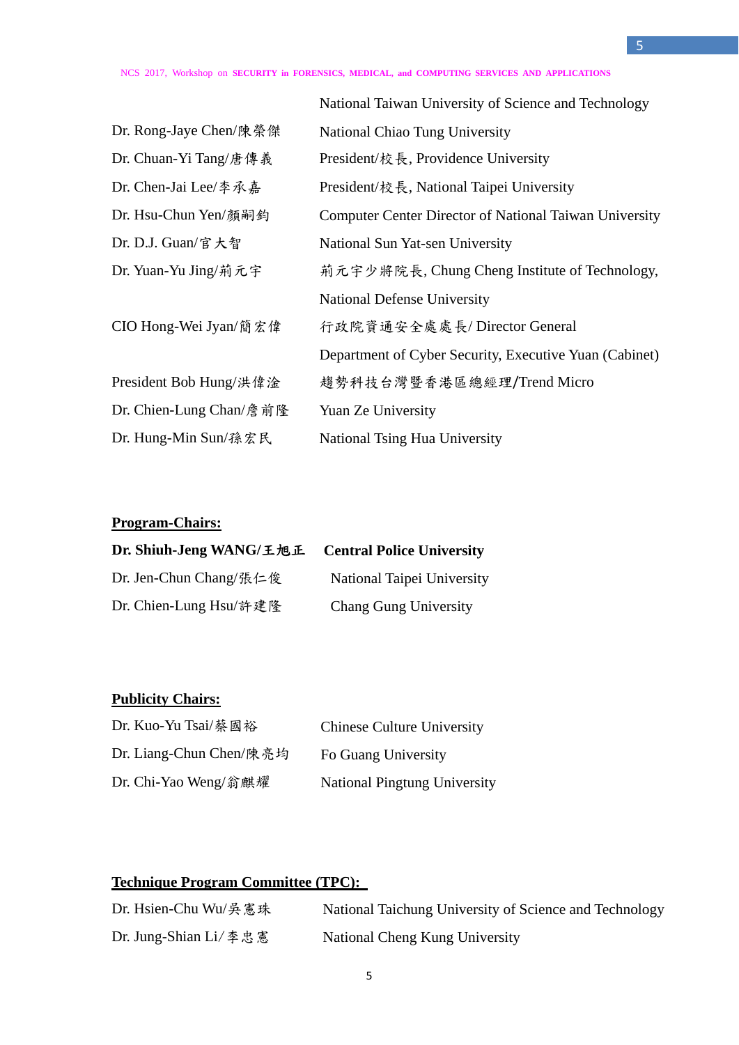| | |
|---|---|
| | National Taiwan University of Science and Technology |
| Dr. Rong-Jaye Chen/陳榮傑 | National Chiao Tung University |
| Dr. Chuan-Yi Tang/唐傳義 | President/校長, Providence University |
| Dr. Chen-Jai Lee/李承嘉 | President/校長, National Taipei University |
| Dr. Hsu-Chun Yen/顏嗣鈞 | Computer Center Director of National Taiwan University |
| Dr. D.J. Guan/官大智 | National Sun Yat-sen University |
| Dr. Yuan-Yu Jing/荊元宇 | 荊元宇少將院長, Chung Cheng Institute of Technology, National Defense University |
| CIO Hong-Wei Jyan/簡宏偉 | 行政院資通安全處處長/ Director General Department of Cyber Security, Executive Yuan (Cabinet) |
| President Bob Hung/洪偉淦 | 趨勢科技台灣暨香港區總經理/Trend Micro |
| Dr. Chien-Lung Chan/詹前隆 | Yuan Ze University |
| Dr. Hung-Min Sun/孫宏民 | National Tsing Hua University |

**Program-Chairs:**

| | |
|---|---|
| **Dr. Shiuh-Jeng WANG/王旭正** | **Central Police University** |
| Dr. Jen-Chun Chang/張仁俊 | National Taipei University |
| Dr. Chien-Lung Hsu/許建隆 | Chang Gung University |

**Publicity Chairs:**

| | |
|---|---|
| Dr. Kuo-Yu Tsai/蔡國裕 | Chinese Culture University |
| Dr. Liang-Chun Chen/陳亮均 | Fo Guang University |
| Dr. Chi-Yao Weng/翁麒耀 | National Pingtung University |

**Technique Program Committee (TPC):**

| | |
|---|---|
| Dr. Hsien-Chu Wu/吳憲珠 | National Taichung University of Science and Technology |
| Dr. Jung-Shian Li/李忠憲 | National Cheng Kung University |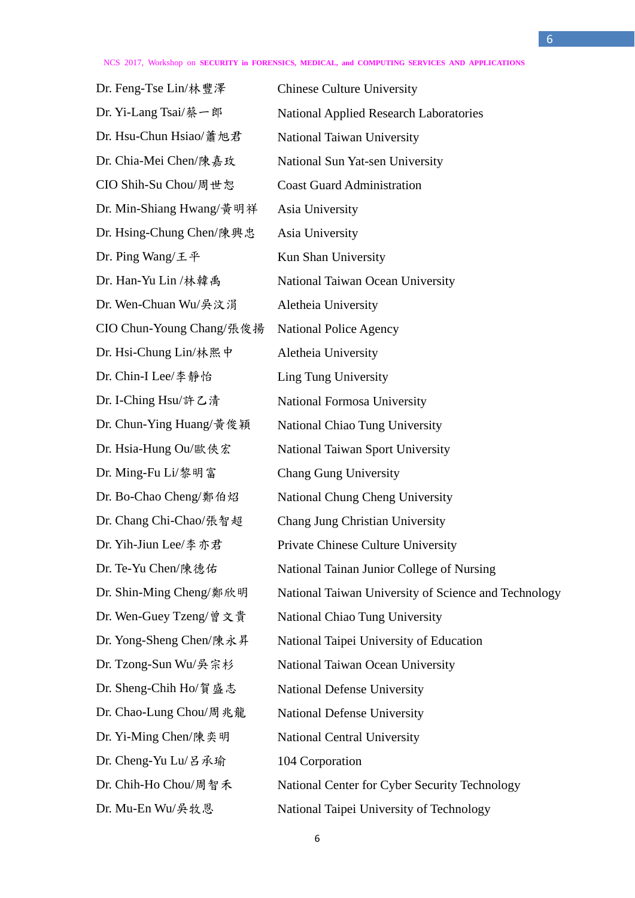| | |
|---|---|
| Dr. Feng-Tse Lin/林豐澤 | Chinese Culture University |
| Dr. Yi-Lang Tsai/蔡一郎 | National Applied Research Laboratories |
| Dr. Hsu-Chun Hsiao/蕭旭君 | National Taiwan University |
| Dr. Chia-Mei Chen/陳嘉玫 | National Sun Yat-sen University |
| CIO Shih-Su Chou/周世恕 | Coast Guard Administration |
| Dr. Min-Shiang Hwang/黃明祥 | Asia University |
| Dr. Hsing-Chung Chen/陳興忠 | Asia University |
| Dr. Ping Wang/王平 | Kun Shan University |
| Dr. Han-Yu Lin /林韓禹 | National Taiwan Ocean University |
| Dr. Wen-Chuan Wu/吳汶涓 | Aletheia University |
| CIO Chun-Young Chang/張俊揚 | National Police Agency |
| Dr. Hsi-Chung Lin/林熙中 | Aletheia University |
| Dr. Chin-I Lee/李靜怡 | Ling Tung University |
| Dr. I-Ching Hsu/許乙清 | National Formosa University |
| Dr. Chun-Ying Huang/黃俊穎 | National Chiao Tung University |
| Dr. Hsia-Hung Ou/歐俠宏 | National Taiwan Sport University |
| Dr. Ming-Fu Li/黎明富 | Chang Gung University |
| Dr. Bo-Chao Cheng/鄭伯炤 | National Chung Cheng University |
| Dr. Chang Chi-Chao/張智超 | Chang Jung Christian University |
| Dr. Yih-Jiun Lee/李亦君 | Private Chinese Culture University |
| Dr. Te-Yu Chen/陳德佑 | National Tainan Junior College of Nursing |
| Dr. Shin-Ming Cheng/鄭欣明 | National Taiwan University of Science and Technology |
| Dr. Wen-Guey Tzeng/曾文貴 | National Chiao Tung University |
| Dr. Yong-Sheng Chen/陳永昇 | National Taipei University of Education |
| Dr. Tzong-Sun Wu/吳宗杉 | National Taiwan Ocean University |
| Dr. Sheng-Chih Ho/賀盛志 | National Defense University |
| Dr. Chao-Lung Chou/周兆龍 | National Defense University |
| Dr. Yi-Ming Chen/陳奕明 | National Central University |
| Dr. Cheng-Yu Lu/呂承瑜 | 104 Corporation |
| Dr. Chih-Ho Chou/周智禾 | National Center for Cyber Security Technology |
| Dr. Mu-En Wu/吳牧恩 | National Taipei University of Technology |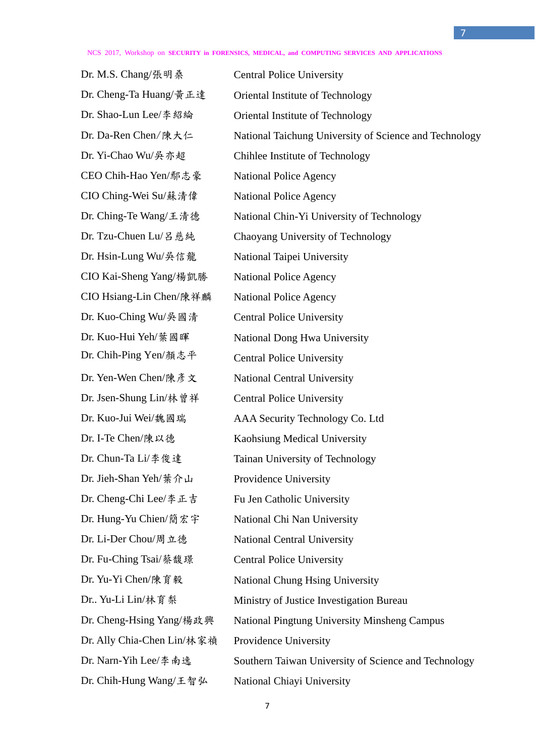| | |
|---|---|
| Dr. M.S. Chang/張明桑 | Central Police University |
| Dr. Cheng-Ta Huang/黃正達 | Oriental Institute of Technology |
| Dr. Shao-Lun Lee/李紹綸 | Oriental Institute of Technology |
| Dr. Da-Ren Chen/陳大仁 | National Taichung University of Science and Technology |
| Dr. Yi-Chao Wu/吳亦超 | Chihlee Institute of Technology |
| CEO Chih-Hao Yen/鄢志豪 | National Police Agency |
| CIO Ching-Wei Su/蘇清偉 | National Police Agency |
| Dr. Ching-Te Wang/王清德 | National Chin-Yi University of Technology |
| Dr. Tzu-Chuen Lu/呂慈純 | Chaoyang University of Technology |
| Dr. Hsin-Lung Wu/吳信龍 | National Taipei University |
| CIO Kai-Sheng Yang/楊凱勝 | National Police Agency |
| CIO Hsiang-Lin Chen/陳祥麟 | National Police Agency |
| Dr. Kuo-Ching Wu/吳國清 | Central Police University |
| Dr. Kuo-Hui Yeh/葉國暉 | National Dong Hwa University |
| Dr. Chih-Ping Yen/顏志平 | Central Police University |
| Dr. Yen-Wen Chen/陳彥文 | National Central University |
| Dr. Jsen-Shung Lin/林曾祥 | Central Police University |
| Dr. Kuo-Jui Wei/魏國瑞 | AAA Security Technology Co. Ltd |
| Dr. I-Te Chen/陳以德 | Kaohsiung Medical University |
| Dr. Chun-Ta Li/李俊達 | Tainan University of Technology |
| Dr. Jieh-Shan Yeh/葉介山 | Providence University |
| Dr. Cheng-Chi Lee/李正吉 | Fu Jen Catholic University |
| Dr. Hung-Yu Chien/簡宏宇 | National Chi Nan University |
| Dr. Li-Der Chou/周立德 | National Central University |
| Dr. Fu-Ching Tsai/蔡馥璟 | Central Police University |
| Dr. Yu-Yi Chen/陳育毅 | National Chung Hsing University |
| Dr.. Yu-Li Lin/林育梨 | Ministry of Justice Investigation Bureau |
| Dr. Cheng-Hsing Yang/楊政興 | National Pingtung University Minsheng Campus |
| Dr. Ally Chia-Chen Lin/林家禎 | Providence University |
| Dr. Narn-Yih Lee/李南逸 | Southern Taiwan University of Science and Technology |
| Dr. Chih-Hung Wang/王智弘 | National Chiayi University |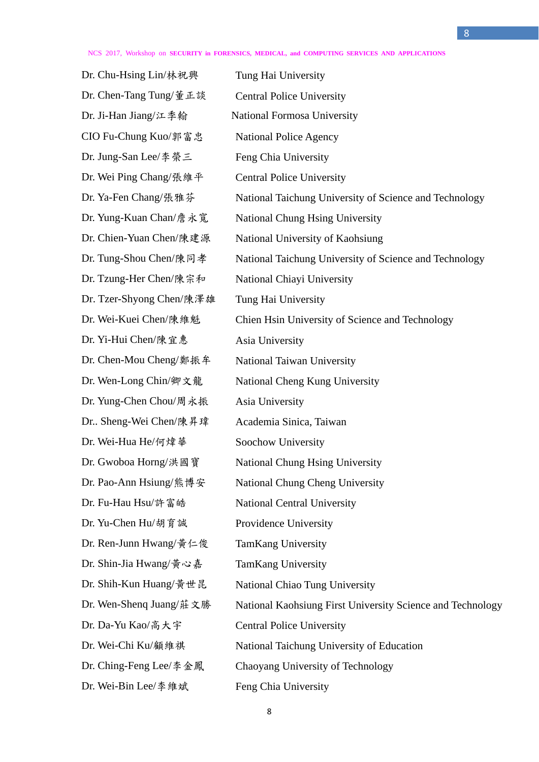| | |
|---|---|
| Dr. Chu-Hsing Lin/林祝興 | Tung Hai University |
| Dr. Chen-Tang Tung/董正談 | Central Police University |
| Dr. Ji-Han Jiang/江季翰 | National Formosa University |
| CIO Fu-Chung Kuo/郭富忠 | National Police Agency |
| Dr. Jung-San Lee/李榮三 | Feng Chia University |
| Dr. Wei Ping Chang/張維平 | Central Police University |
| Dr. Ya-Fen Chang/張雅芬 | National Taichung University of Science and Technology |
| Dr. Yung-Kuan Chan/詹永寬 | National Chung Hsing University |
| Dr. Chien-Yuan Chen/陳建源 | National University of Kaohsiung |
| Dr. Tung-Shou Chen/陳同孝 | National Taichung University of Science and Technology |
| Dr. Tzung-Her Chen/陳宗和 | National Chiayi University |
| Dr. Tzer-Shyong Chen/陳澤雄 | Tung Hai University |
| Dr. Wei-Kuei Chen/陳維魁 | Chien Hsin University of Science and Technology |
| Dr. Yi-Hui Chen/陳宜惠 | Asia University |
| Dr. Chen-Mou Cheng/鄭振牟 | National Taiwan University |
| Dr. Wen-Long Chin/卿文龍 | National Cheng Kung University |
| Dr. Yung-Chen Chou/周永振 | Asia University |
| Dr.. Sheng-Wei Chen/陳昇瑋 | Academia Sinica, Taiwan |
| Dr. Wei-Hua He/何煒華 | Soochow University |
| Dr. Gwoboa Horng/洪國寶 | National Chung Hsing University |
| Dr. Pao-Ann Hsiung/熊博安 | National Chung Cheng University |
| Dr. Fu-Hau Hsu/許富皓 | National Central University |
| Dr. Yu-Chen Hu/胡育誠 | Providence University |
| Dr. Ren-Junn Hwang/黃仁俊 | TamKang University |
| Dr. Shin-Jia Hwang/黃心嘉 | TamKang University |
| Dr. Shih-Kun Huang/黃世昆 | National Chiao Tung University |
| Dr. Wen-Shenq Juang/莊文勝 | National Kaohsiung First University Science and Technology |
| Dr. Da-Yu Kao/高大宇 | Central Police University |
| Dr. Wei-Chi Ku/顧維祺 | National Taichung University of Education |
| Dr. Ching-Feng Lee/李金鳳 | Chaoyang University of Technology |
| Dr. Wei-Bin Lee/李維斌 | Feng Chia University |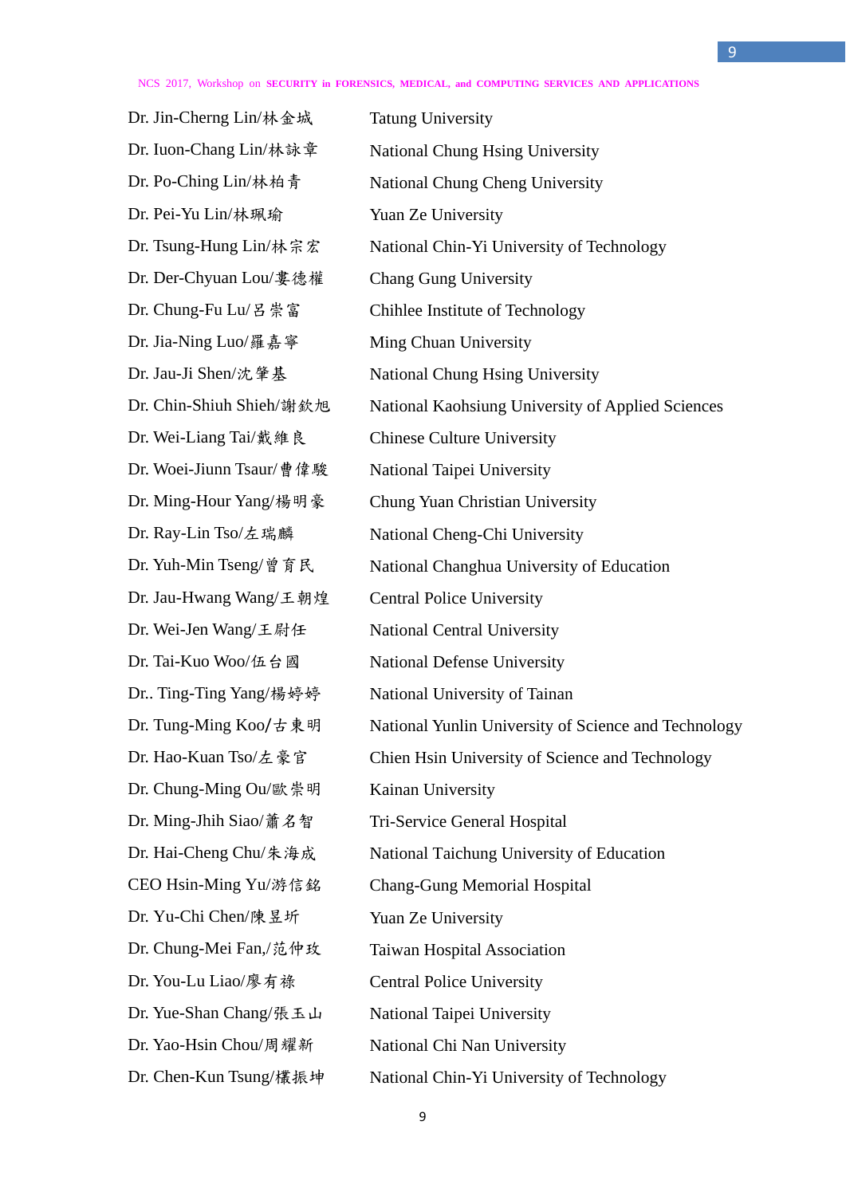| | |
|---|---|
| Dr. Jin-Cherng Lin/林金城 | Tatung University |
| Dr. Iuon-Chang Lin/林詠章 | National Chung Hsing University |
| Dr. Po-Ching Lin/林柏青 | National Chung Cheng University |
| Dr. Pei-Yu Lin/林珮瑜 | Yuan Ze University |
| Dr. Tsung-Hung Lin/林宗宏 | National Chin-Yi University of Technology |
| Dr. Der-Chyuan Lou/婁德權 | Chang Gung University |
| Dr. Chung-Fu Lu/呂崇富 | Chihlee Institute of Technology |
| Dr. Jia-Ning Luo/羅嘉寧 | Ming Chuan University |
| Dr. Jau-Ji Shen/沈肇基 | National Chung Hsing University |
| Dr. Chin-Shiuh Shieh/謝欽旭 | National Kaohsiung University of Applied Sciences |
| Dr. Wei-Liang Tai/戴維良 | Chinese Culture University |
| Dr. Woei-Jiunn Tsaur/曹偉駿 | National Taipei University |
| Dr. Ming-Hour Yang/楊明豪 | Chung Yuan Christian University |
| Dr. Ray-Lin Tso/左瑞麟 | National Cheng-Chi University |
| Dr. Yuh-Min Tseng/曾育民 | National Changhua University of Education |
| Dr. Jau-Hwang Wang/王朝煌 | Central Police University |
| Dr. Wei-Jen Wang/王尉任 | National Central University |
| Dr. Tai-Kuo Woo/伍台國 | National Defense University |
| Dr.. Ting-Ting Yang/楊婷婷 | National University of Tainan |
| Dr. Tung-Ming Koo/古東明 | National Yunlin University of Science and Technology |
| Dr. Hao-Kuan Tso/左豪官 | Chien Hsin University of Science and Technology |
| Dr. Chung-Ming Ou/歐崇明 | Kainan University |
| Dr. Ming-Jhih Siao/蕭名智 | Tri-Service General Hospital |
| Dr. Hai-Cheng Chu/朱海成 | National Taichung University of Education |
| CEO Hsin-Ming Yu/游信銘 | Chang-Gung Memorial Hospital |
| Dr. Yu-Chi Chen/陳昱圻 | Yuan Ze University |
| Dr. Chung-Mei Fan,/范仲玫 | Taiwan Hospital Association |
| Dr. You-Lu Liao/廖有祿 | Central Police University |
| Dr. Yue-Shan Chang/張玉山 | National Taipei University |
| Dr. Yao-Hsin Chou/周耀新 | National Chi Nan University |
| Dr. Chen-Kun Tsung/欉振坤 | National Chin-Yi University of Technology |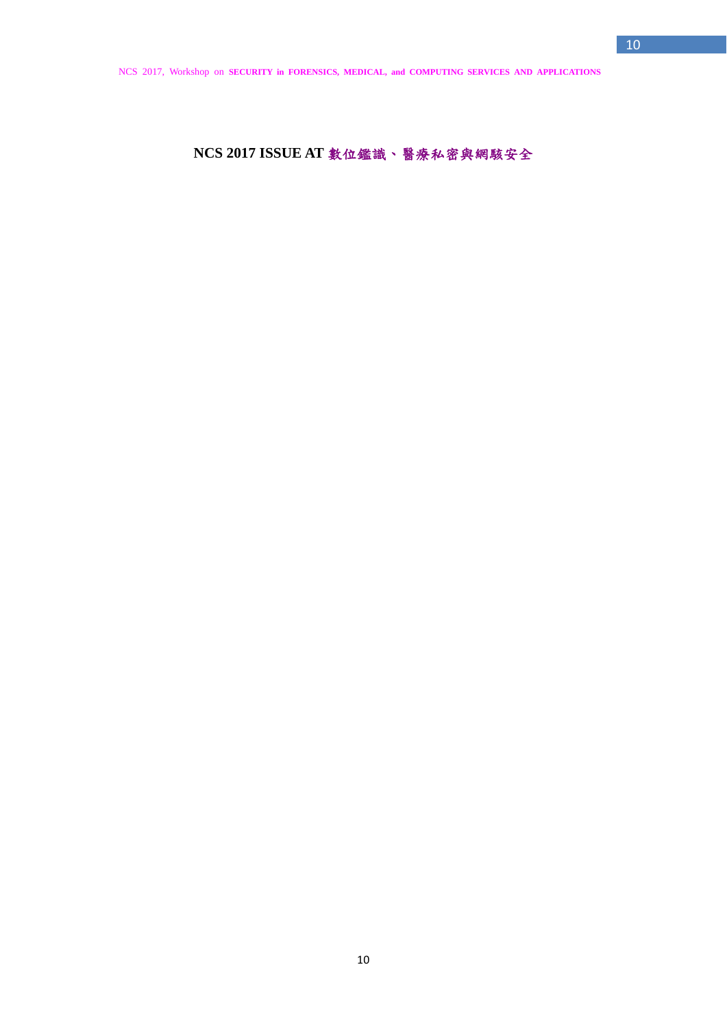## NCS 2017 ISSUE AT 數位鑑識、醫療私密與網駭安全